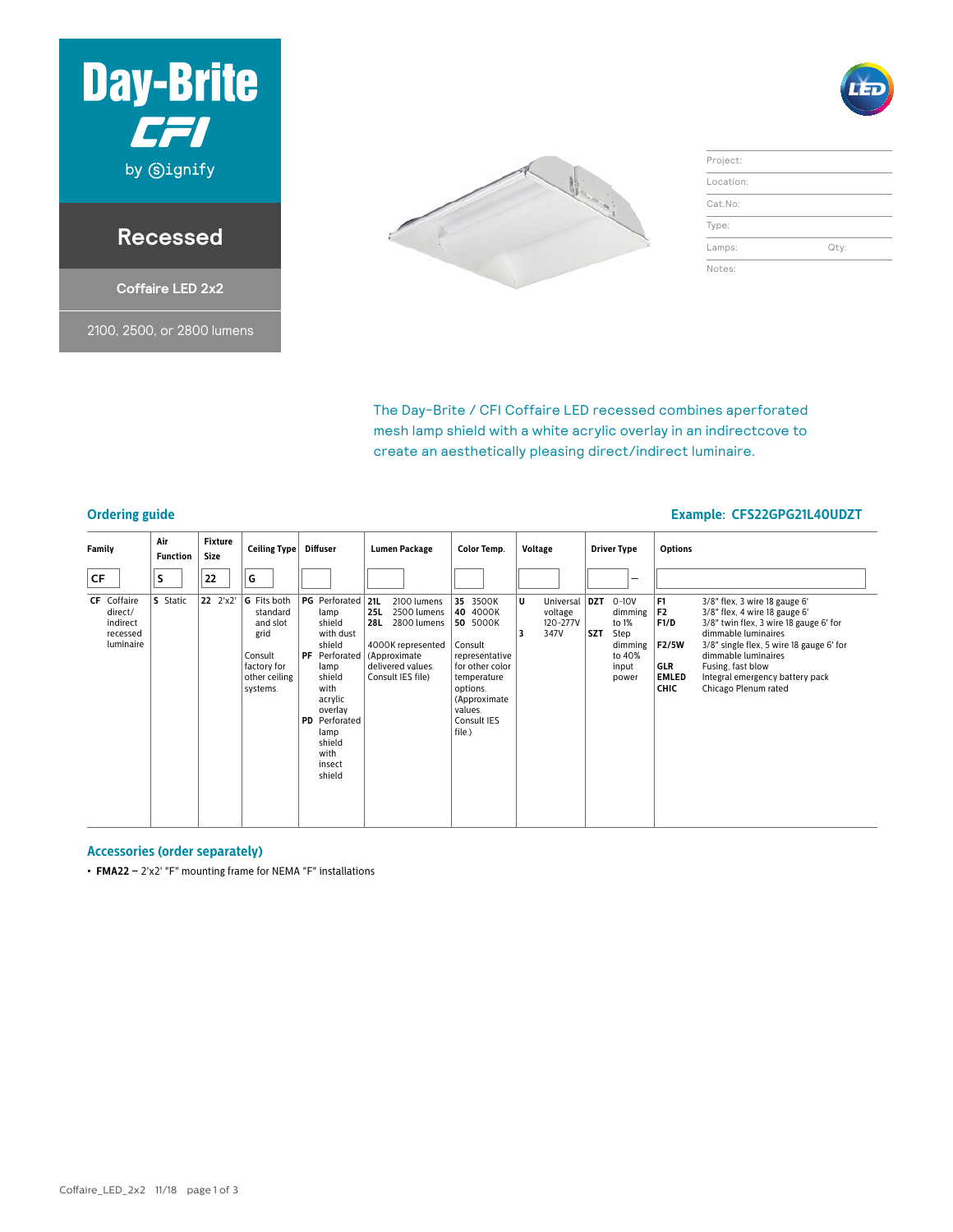# Day-Brite CFI by Signify

## Recessed

### Coffaire LED 2x2

2100, 2500, or 2800 lumens

| Project: | |
|---|---|
| Location: | |
| Cat.No: | |
| Type: | |
| Lamps: | Qty: |
| Notes: | |

The Day-Brite / CFI Coffaire LED recessed combines aperforated mesh lamp shield with a white acrylic overlay in an indirectcove to create an aesthetically pleasing direct/indirect luminaire.

## Ordering guide

**Example: CFS22GPG21L40UDZT**

| Family | Air Function | Fixture Size | Ceiling Type | Diffuser | Lumen Package | Color Temp. | Voltage | Driver Type | Options |
|---|---|---|---|---|---|---|---|---|---|
| CF | S | 22 | G | | | | | – | |
| **CF** Coffaire direct/ indirect recessed luminaire | **S** Static | **22** 2'x2' | **G** Fits both standard and slot grid<br><br>Consult factory for other ceiling systems. | **PG** Perforated lamp shield with dust shield<br>**PF** Perforated lamp shield with acrylic overlay<br>**PD** Perforated lamp shield with insect shield | **21L** 2100 lumens<br>**25L** 2500 lumens<br>**28L** 2800 lumens<br><br>4000K represented (Approximate delivered values. Consult IES file) | **35** 3500K<br>**40** 4000K<br>**50** 5000K<br><br>Consult representative for other color temperature options. (Approximate values. Consult IES file.) | **U** Universal voltage 120-277V<br>**3** 347V | **DZT** 0-10V dimming to 1%<br>**SZT** Step dimming to 40% input power | **F1** 3/8" flex, 3 wire 18 gauge 6'<br>**F2** 3/8" flex, 4 wire 18 gauge 6'<br>**F1/D** 3/8" twin flex, 3 wire 18 gauge 6' for dimmable luminaires<br>**F2/5W** 3/8" single flex, 5 wire 18 gauge 6' for dimmable luminaires<br>**GLR** Fusing, fast blow<br>**EMLED** Integral emergency battery pack<br>**CHIC** Chicago Plenum rated |

## Accessories (order separately)

- **FMA22** – 2'x2' "F" mounting frame for NEMA "F" installations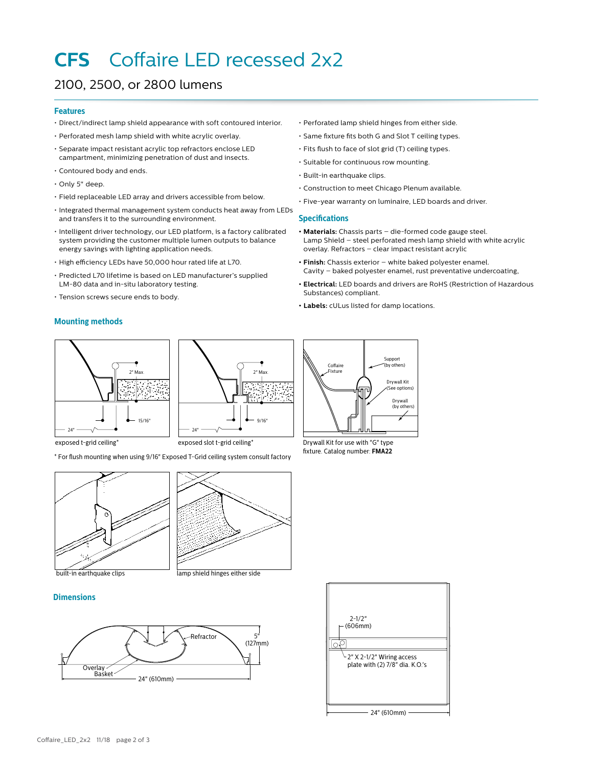# CFS Coffaire LED recessed 2x2

## 2100, 2500, or 2800 lumens

### Features

- Direct/indirect lamp shield appearance with soft contoured interior.
- Perforated mesh lamp shield with white acrylic overlay.
- Separate impact resistant acrylic top refractors enclose LED campartment, minimizing penetration of dust and insects.
- Contoured body and ends.
- Only 5" deep.
- Field replaceable LED array and drivers accessible from below.
- Integrated thermal management system conducts heat away from LEDs and transfers it to the surrounding environment.
- Intelligent driver technology, our LED platform, is a factory calibrated system providing the customer multiple lumen outputs to balance energy savings with lighting application needs.
- High efficiency LEDs have 50,000 hour rated life at L70.
- Predicted L70 lifetime is based on LED manufacturer's supplied LM-80 data and in-situ laboratory testing.
- Tension screws secure ends to body.
- Perforated lamp shield hinges from either side.
- Same fixture fits both G and Slot T ceiling types.
- Fits flush to face of slot grid (T) ceiling types.
- Suitable for continuous row mounting.
- Built-in earthquake clips.
- Construction to meet Chicago Plenum available.
- Five-year warranty on luminaire, LED boards and driver.

### Specifications

- **Materials:** Chassis parts – die-formed code gauge steel. Lamp Shield – steel perforated mesh lamp shield with white acrylic overlay. Refractors – clear impact resistant acrylic
- **Finish:** Chassis exterior – white baked polyester enamel. Cavity – baked polyester enamel, rust preventative undercoating,
- **Electrical:** LED boards and drivers are RoHS (Restriction of Hazardous Substances) compliant.
- **Labels:** cULus listed for damp locations.

### Mounting methods

2" Max. 15/16" 24"

exposed t-grid ceiling*

2" Max. 9/16" 24"

exposed slot t-grid ceiling*

Coffaire Fixture, Support (by others), Drywall Kit (See options), Drywall (by others)

Drywall Kit for use with "G" type fixture. Catalog number: **FMA22**

* For flush mounting when using 9/16" Exposed T-Grid ceiling system consult factory

built-in earthquake clips

lamp shield hinges either side

### Dimensions

Refractor, Overlay, Basket, 5" (127mm), 24" (610mm)

2-1/2" (606mm)

2" X 2-1/2" Wiring access plate with (2) 7/8" dia. K.O.'s

24" (610mm)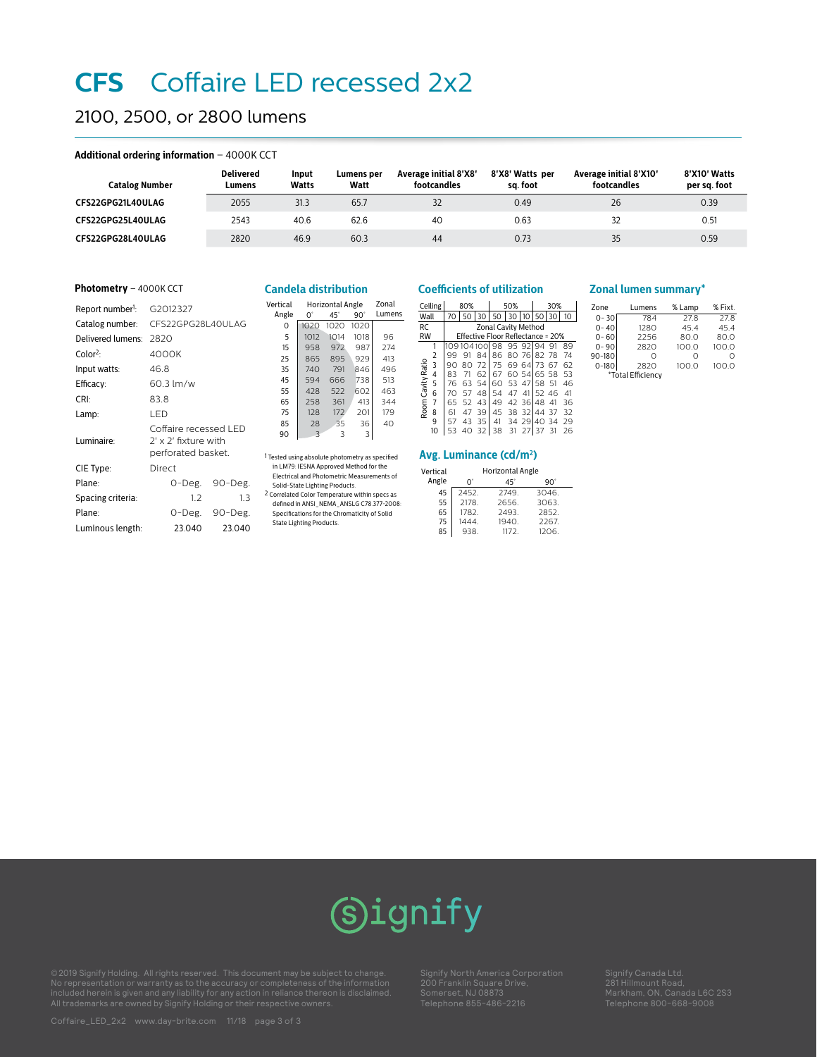# CFS Coffaire LED recessed 2x2

## 2100, 2500, or 2800 lumens

### Additional ordering information – 4000K CCT

| Catalog Number | Delivered Lumens | Input Watts | Lumens per Watt | Average initial 8'X8' footcandles | 8'X8' Watts per sq. foot | Average initial 8'X10' footcandles | 8'X10' Watts per sq. foot |
|---|---|---|---|---|---|---|---|
| CFS22GPG21L40ULAG | 2055 | 31.3 | 65.7 | 32 | 0.49 | 26 | 0.39 |
| CFS22GPG25L40ULAG | 2543 | 40.6 | 62.6 | 40 | 0.63 | 32 | 0.51 |
| CFS22GPG28L40ULAG | 2820 | 46.9 | 60.3 | 44 | 0.73 | 35 | 0.59 |

### Photometry – 4000K CCT

| | | |
|---|---|---|
| Report number[1]: | G2012327 | |
| Catalog number: | CFS22GPG28L40ULAG | |
| Delivered lumens: | 2820 | |
| Color[2]: | 4000K | |
| Input watts: | 46.8 | |
| Efficacy: | 60.3 lm/w | |
| CRI: | 83.8 | |
| Lamp: | LED | |
| Luminaire: | Coffaire recessed LED 2' x 2' fixture with perforated basket. | |
| CIE Type: | Direct | |
| Plane: | 0-Deg. | 90-Deg. |
| Spacing criteria: | 1.2 | 1.3 |
| Plane: | 0-Deg. | 90-Deg. |
| Luminous length: | 23.040 | 23.040 |

### Candela distribution

| Vertical Angle | Horizontal Angle 0° | 45° | 90° | Zonal Lumens |
|---|---|---|---|---|
| 0 | 1020 | 1020 | 1020 | |
| 5 | 1012 | 1014 | 1018 | 96 |
| 15 | 958 | 972 | 987 | 274 |
| 25 | 865 | 895 | 929 | 413 |
| 35 | 740 | 791 | 846 | 496 |
| 45 | 594 | 666 | 738 | 513 |
| 55 | 428 | 522 | 602 | 463 |
| 65 | 258 | 361 | 413 | 344 |
| 75 | 128 | 172 | 201 | 179 |
| 85 | 28 | 35 | 36 | 40 |
| 90 | 3 | 3 | 3 | |

[1] Tested using absolute photometry as specified in LM79: IESNA Approved Method for the Electrical and Photometric Measurements of Solid-State Lighting Products.

[2] Correlated Color Temperature within specs as defined in ANSI_NEMA_ANSLG C78.377-2008: Specifications for the Chromaticity of Solid State Lighting Products.

### Coefficients of utilization

Zonal Cavity Method – Effective Floor Reflectance = 20%

| Ceiling (RC) | 80% | | | 50% | | | 30% | | |
|---|---|---|---|---|---|---|---|---|---|
| Wall (RW) | 70 | 50 | 30 | 50 | 30 | 10 | 50 | 30 | 10 |
| Room Cavity Ratio 1 | 109 | 104 | 100 | 98 | 95 | 92 | 94 | 91 | 89 |
| 2 | 99 | 91 | 84 | 86 | 80 | 76 | 82 | 78 | 74 |
| 3 | 90 | 80 | 72 | 75 | 69 | 64 | 73 | 67 | 62 |
| 4 | 83 | 71 | 62 | 67 | 60 | 54 | 65 | 58 | 53 |
| 5 | 76 | 63 | 54 | 60 | 53 | 47 | 58 | 51 | 46 |
| 6 | 70 | 57 | 48 | 54 | 47 | 41 | 52 | 46 | 41 |
| 7 | 65 | 52 | 43 | 49 | 42 | 36 | 48 | 41 | 36 |
| 8 | 61 | 47 | 39 | 45 | 38 | 32 | 44 | 37 | 32 |
| 9 | 57 | 43 | 35 | 41 | 34 | 29 | 40 | 34 | 29 |
| 10 | 53 | 40 | 32 | 38 | 31 | 27 | 37 | 31 | 26 |

### Avg. Luminance (cd/m²)

| Vertical Angle | Horizontal Angle 0° | 45° | 90° |
|---|---|---|---|
| 45 | 2452. | 2749. | 3046. |
| 55 | 2178. | 2656. | 3063. |
| 65 | 1782. | 2493. | 2852. |
| 75 | 1444. | 1940. | 2267. |
| 85 | 938. | 1172. | 1206. |

### Zonal lumen summary*

| Zone | Lumens | % Lamp | % Fixt. |
|---|---|---|---|
| 0- 30 | 784 | 27.8 | 27.8 |
| 0- 40 | 1280 | 45.4 | 45.4 |
| 0- 60 | 2256 | 80.0 | 80.0 |
| 0- 90 | 2820 | 100.0 | 100.0 |
| 90-180 | 0 | 0 | 0 |
| 0-180 | 2820 | 100.0 | 100.0 |

*Total Efficiency

signify

© 2019 Signify Holding. All rights reserved. This document may be subject to change. No representation or warranty as to the accuracy or completeness of the information included herein is given and any liability for any action in reliance thereon is disclaimed. All trademarks are owned by Signify Holding or their respective owners.

Signify North America Corporation
200 Franklin Square Drive,
Somerset, NJ 08873
Telephone 855-486-2216

Signify Canada Ltd.
281 Hillmount Road,
Markham, ON, Canada L6C 2S3
Telephone 800-668-9008

Coffaire_LED_2x2 www.day-brite.com 11/18